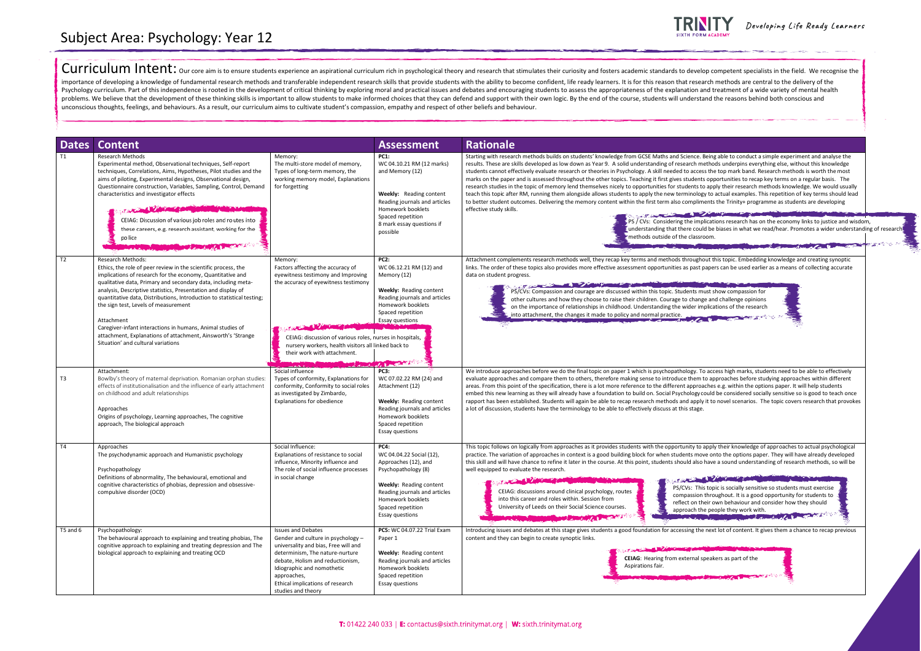# Subject Area: Psychology: Year 12

Developing Life Ready Learners

**Curriculum Intent:** Our core aim is to ensure students experience an aspirational curriculum rich in psychological theory and research that stimulates their curiosity and fosters academic standards to develop competent specialists in the field. We recognise the importance of developing a knowledge of fundamental research methods and transferable independent research skills that provide students with the ability to become confident, life ready learners. It is for this reason that research methods are central to the delivery of the Psychology curriculum. Part of this independence is rooted in the development of critical thinking by exploring moral and practical issues and debates and encouraging students to assess the appropriateness of the explanation and treatment of a wide variety of mental health problems. We believe that the development of these thinking skills is important to allow students to make informed choices that they can defend and support with their own logic. By the end of the course, students will understand the reasons behind both conscious and unconscious thoughts, feelings, and behaviours. As a result, our curriculum aims to cultivate student's compassion, empathy and respect of other beliefs and behaviour.

| Dates | Content | | Assessment | Rationale |
|---|---|---|---|---|
| T1 | Research Methods<br>Experimental method, Observational techniques, Self-report techniques, Correlations, Aims, Hypotheses, Pilot studies and the aims of piloting, Experimental designs, Observational design, Questionnaire construction, Variables, Sampling, Control, Demand characteristics and investigator effects<br><br>CEIAG: Discussion of various job roles and routes into these careers, e.g. research assistant, working for the police | Memory:<br>The multi-store model of memory, Types of long-term memory, the working memory model, Explanations for forgetting | **PC1:**<br>WC 04.10.21 RM (12 marks) and Memory (12)<br><br>**Weekly:** Reading content<br>Reading journals and articles<br>Homework booklets<br>Spaced repetition<br>8 mark essay questions if possible | Starting with research methods builds on students' knowledge from GCSE Maths and Science. Being able to conduct a simple experiment and analyse the results. These are skills developed as low down as Year 9. A solid understanding of research methods underpins everything else, without this knowledge students cannot effectively evaluate research or theories in Psychology. A skill needed to access the top mark band. Research methods is worth the most marks on the paper and is assessed throughout the other topics. Teaching it first gives students opportunities to recap key terms on a regular basis. The research studies in the topic of memory lend themselves nicely to opportunities for students to apply their research methods knowledge. We would usually teach this topic after RM, running them alongside allows students to apply the new terminology to actual examples. This repetition of key terms should lead to better student outcomes. Delivering the memory content within the first term also compliments the Trinity+ programme as students are developing effective study skills.<br><br>PS / CVs: Considering the implications research has on the economy links to justice and wisdom, understanding that there could be biases in what we read/hear. Promotes a wider understanding of research methods outside of the classroom. |
| T2 | Research Methods:<br>Ethics, the role of peer review in the scientific process, the implications of research for the economy, Quantitative and qualitative data, Primary and secondary data, including meta-analysis, Descriptive statistics, Presentation and display of quantitative data, Distributions, Introduction to statistical testing; the sign test, Levels of measurement<br><br>Attachment<br>Caregiver-infant interactions in humans, Animal studies of attachment, Explanations of attachment, Ainsworth's 'Strange Situation' and cultural variations | Memory:<br>Factors affecting the accuracy of eyewitness testimony and Improving the accuracy of eyewitness testimony<br><br>CEIAG: discussion of various roles, nurses in hospitals, nursery workers, health visitors all linked back to their work with attachment. | **PC2:**<br>WC 06.12.21 RM (12) and Memory (12)<br><br>**Weekly:** Reading content<br>Reading journals and articles<br>Homework booklets<br>Spaced repetition<br>Essay questions | Attachment complements research methods well, they recap key terms and methods throughout this topic. Embedding knowledge and creating synoptic links. The order of these topics also provides more effective assessment opportunities as past papers can be used earlier as a means of collecting accurate data on student progress.<br><br>PS/CVs: Compassion and courage are discussed within this topic. Students must show compassion for other cultures and how they choose to raise their children. Courage to change and challenge opinions on the importance of relationships in childhood. Understanding the wider implications of the research into attachment, the changes it made to policy and normal practice. |
| T3 | Attachment:<br>Bowlby's theory of maternal deprivation. Romanian orphan studies: effects of institutionalisation and the influence of early attachment on childhood and adult relationships<br><br>Approaches<br>Origins of psychology, Learning approaches, The cognitive approach, The biological approach | Social influence<br>Types of conformity, Explanations for conformity, Conformity to social roles as investigated by Zimbardo, Explanations for obedience | **PC3:**<br>WC 07.02.22 RM (24) and Attachment (12)<br><br>**Weekly:** Reading content<br>Reading journals and articles<br>Homework booklets<br>Spaced repetition<br>Essay questions | We introduce approaches before we do the final topic on paper 1 which is psychopathology. To access high marks, students need to be able to effectively evaluate approaches and compare them to others, therefore making sense to introduce them to approaches before studying approaches within different areas. From this point of the specification, there is a lot more reference to the different approaches e.g. within the options paper. It will help students embed this new learning as they will already have a foundation to build on. Social Psychology could be considered socially sensitive so is good to teach once rapport has been established. Students will again be able to recap research methods and apply it to novel scenarios. The topic covers research that provokes a lot of discussion, students have the terminology to be able to effectively discuss at this stage. |
| T4 | Approaches<br>The psychodynamic approach and Humanistic psychology<br><br>Psychopathology<br>Definitions of abnormality, The behavioural, emotional and cognitive characteristics of phobias, depression and obsessive-compulsive disorder (OCD) | Social Influence:<br>Explanations of resistance to social influence, Minority influence and The role of social influence processes in social change | **PC4:**<br>WC 04.04.22 Social (12), Approaches (12), and Psychopathology (8)<br><br>**Weekly:** Reading content<br>Reading journals and articles<br>Homework booklets<br>Spaced repetition<br>Essay questions | This topic follows on logically from approaches as it provides students with the opportunity to apply their knowledge of approaches to actual psychological practice. The variation of approaches in context is a good building block for when students move onto the options paper. They will have already developed this skill and will have chance to refine it later in the course. At this point, students should also have a sound understanding of research methods, so will be well equipped to evaluate the research.<br><br>CEIAG: discussions around clinical psychology, routes into this career and roles within. Session from University of Leeds on their Social Science courses.<br><br>PS/CVs: This topic is socially sensitive so students must exercise compassion throughout. It is a good opportunity for students to reflect on their own behaviour and consider how they should approach the people they work with. |
| T5 and 6 | Psychopathology:<br>The behavioural approach to explaining and treating phobias, The cognitive approach to explaining and treating depression and The biological approach to explaining and treating OCD | Issues and Debates<br>Gender and culture in psychology – universality and bias, Free will and determinism, The nature-nurture debate, Holism and reductionism, Idiographic and nomothetic approaches,<br>Ethical implications of research studies and theory | **PC5:** WC 04.07.22 Trial Exam Paper 1<br><br>**Weekly:** Reading content<br>Reading journals and articles<br>Homework booklets<br>Spaced repetition<br>Essay questions | Introducing issues and debates at this stage gives students a good foundation for accessing the next lot of content. It gives them a chance to recap previous content and they can begin to create synoptic links.<br><br>**CEIAG**: Hearing from external speakers as part of the Aspirations fair. |

T: 01422 240 033 | E: contactus@sixth.trinitymat.org | W: sixth.trinitymat.org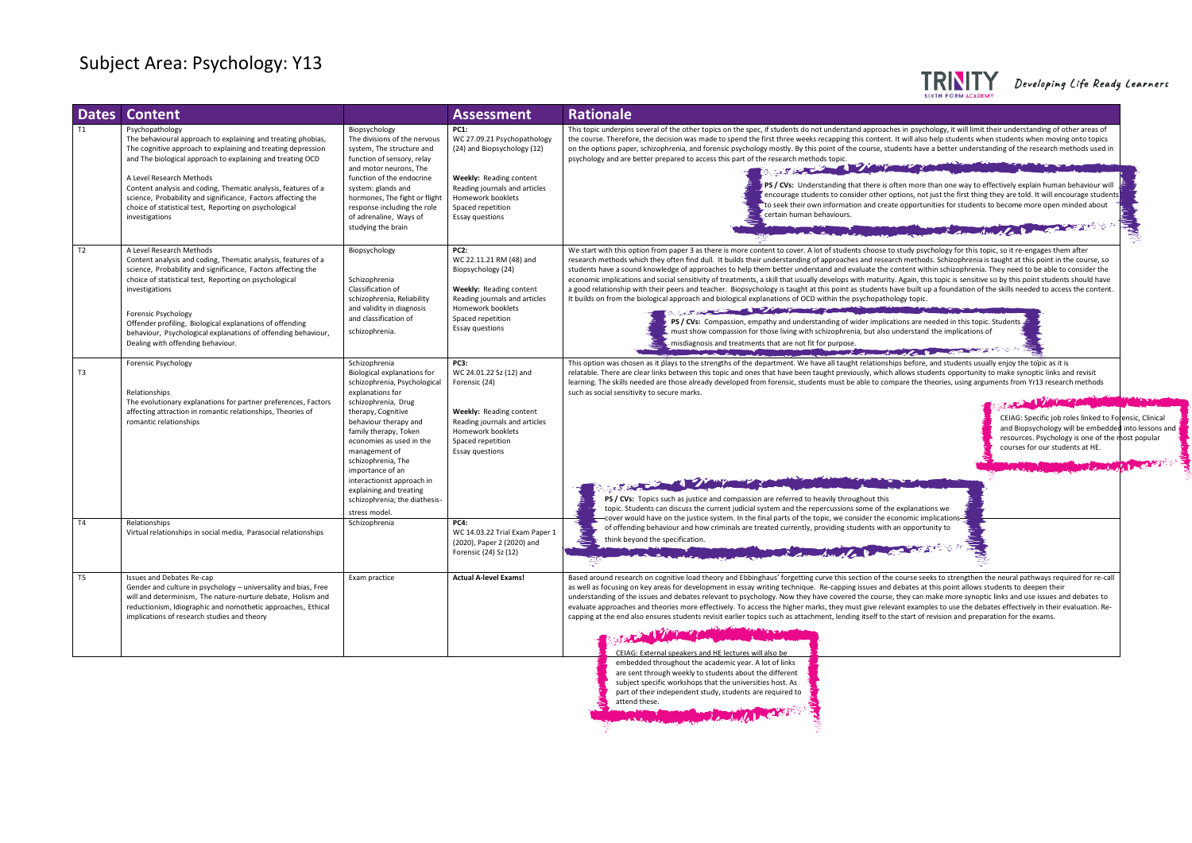# Subject Area: Psychology: Y13

TRINITY SIXTH FORM ACADEMY — *Developing Life Ready Learners*

| Dates | Content | | Assessment | Rationale |
|---|---|---|---|---|
| T1 | Psychopathology<br>The behavioural approach to explaining and treating phobias, The cognitive approach to explaining and treating depression and The biological approach to explaining and treating OCD<br><br>A Level Research Methods<br>Content analysis and coding, Thematic analysis, features of a science, Probability and significance, Factors affecting the choice of statistical test, Reporting on psychological investigations | Biopsychology<br>The divisions of the nervous system, The structure and function of sensory, relay and motor neurons, The function of the endocrine system: glands and hormones, The fight or flight response including the role of adrenaline, Ways of studying the brain | **PC1:**<br>WC 27.09.21 Psychopathology (24) and Biopsychology (12)<br><br>**Weekly:** Reading content<br>Reading journals and articles<br>Homework booklets<br>Spaced repetition<br>Essay questions | This topic underpins several of the other topics on the spec, if students do not understand approaches in psychology, it will limit their understanding of other areas of the course. Therefore, the decision was made to spend the first three weeks recapping this content. It will also help students when students when moving onto topics on the options paper, schizophrenia, and forensic psychology mostly. By this point of the course, students have a better understanding of the research methods used in psychology and are better prepared to access this part of the research methods topic.<br><br>**PS / CVs:** Understanding that there is often more than one way to effectively explain human behaviour will encourage students to consider other options, not just the first thing they are told. It will encourage students to seek their own information and create opportunities for students to become more open minded about certain human behaviours. |
| T2 | A Level Research Methods<br>Content analysis and coding, Thematic analysis, features of a science, Probability and significance, Factors affecting the choice of statistical test, Reporting on psychological investigations<br><br>Forensic Psychology<br>Offender profiling, Biological explanations of offending behaviour, Psychological explanations of offending behaviour, Dealing with offending behaviour. | Biopsychology<br><br>Schizophrenia<br>Classification of schizophrenia, Reliability and validity in diagnosis and classification of schizophrenia. | **PC2:**<br>WC 22.11.21 RM (48) and Biopsychology (24)<br><br>**Weekly:** Reading content<br>Reading journals and articles<br>Homework booklets<br>Spaced repetition<br>Essay questions | We start with this option from paper 3 as there is more content to cover. A lot of students choose to study psychology for this topic, so it re-engages them after research methods which they often find dull. It builds their understanding of approaches and research methods. Schizophrenia is taught at this point in the course, so students have a sound knowledge of approaches to help them better understand and evaluate the content within schizophrenia. They need to be able to consider the economic implications and social sensitivity of treatments, a skill that usually develops with maturity. Again, this topic is sensitive so by this point students should have a good relationship with their peers and teacher. Biopsychology is taught at this point as students have built up a foundation of the skills needed to access the content. It builds on from the biological approach and biological explanations of OCD within the psychopathology topic.<br><br>**PS / CVs:** Compassion, empathy and understanding of wider implications are needed in this topic. Students must show compassion for those living with schizophrenia, but also understand the implications of misdiagnosis and treatments that are not fit for purpose. |
| T3 | Forensic Psychology<br><br>Relationships<br>The evolutionary explanations for partner preferences, Factors affecting attraction in romantic relationships, Theories of romantic relationships | Schizophrenia<br>Biological explanations for schizophrenia, Psychological explanations for schizophrenia, Drug therapy, Cognitive behaviour therapy and family therapy, Token economies as used in the management of schizophrenia, The importance of an interactionist approach in explaining and treating schizophrenia; the diathesis-stress model. | **PC3:**<br>WC 24.01.22 Sz (12) and Forensic (24)<br><br>**Weekly:** Reading content<br>Reading journals and articles<br>Homework booklets<br>Spaced repetition<br>Essay questions | This option was chosen as it plays to the strengths of the department. We have all taught relationships before, and students usually enjoy the topic as it is relatable. There are clear links between this topic and ones that have been taught previously, which allows students opportunity to make synoptic links and revisit learning. The skills needed are those already developed from forensic, students must be able to compare the theories, using arguments from Yr13 research methods such as social sensitivity to secure marks.<br><br>CEIAG: Specific job roles linked to Forensic, Clinical and Biopsychology will be embedded into lessons and resources. Psychology is one of the most popular courses for our students at HE.<br><br>**PS / CVs:** Topics such as justice and compassion are referred to heavily throughout this topic. Students can discuss the current judicial system and the repercussions some of the explanations we cover would have on the justice system. In the final parts of the topic, we consider the economic implications of offending behaviour and how criminals are treated currently, providing students with an opportunity to think beyond the specification. |
| T4 | Relationships<br>Virtual relationships in social media, Parasocial relationships | Schizophrenia | **PC4:**<br>WC 14.03.22 Trial Exam Paper 1 (2020), Paper 2 (2020) and Forensic (24) Sz (12) | |
| T5 | Issues and Debates Re-cap<br>Gender and culture in psychology – universality and bias, Free will and determinism, The nature-nurture debate, Holism and reductionism, Idiographic and nomothetic approaches, Ethical implications of research studies and theory | Exam practice | **Actual A-level Exams!** | Based around research on cognitive load theory and Ebbinghaus' forgetting curve this section of the course seeks to strengthen the neural pathways required for re-call as well as focusing on key areas for development in essay writing technique. Re-capping issues and debates at this point allows students to deepen their understanding of the issues and debates relevant to psychology. Now they have covered the course, they can make more synoptic links and use issues and debates to evaluate approaches and theories more effectively. To access the higher marks, they must give relevant examples to use the debates effectively in their evaluation. Re-capping at the end also ensures students revisit earlier topics such as attachment, lending itself to the start of revision and preparation for the exams.<br><br>CEIAG: External speakers and HE lectures will also be embedded throughout the academic year. A lot of links are sent through weekly to students about the different subject specific workshops that the universities host. As part of their independent study, students are required to attend these. |